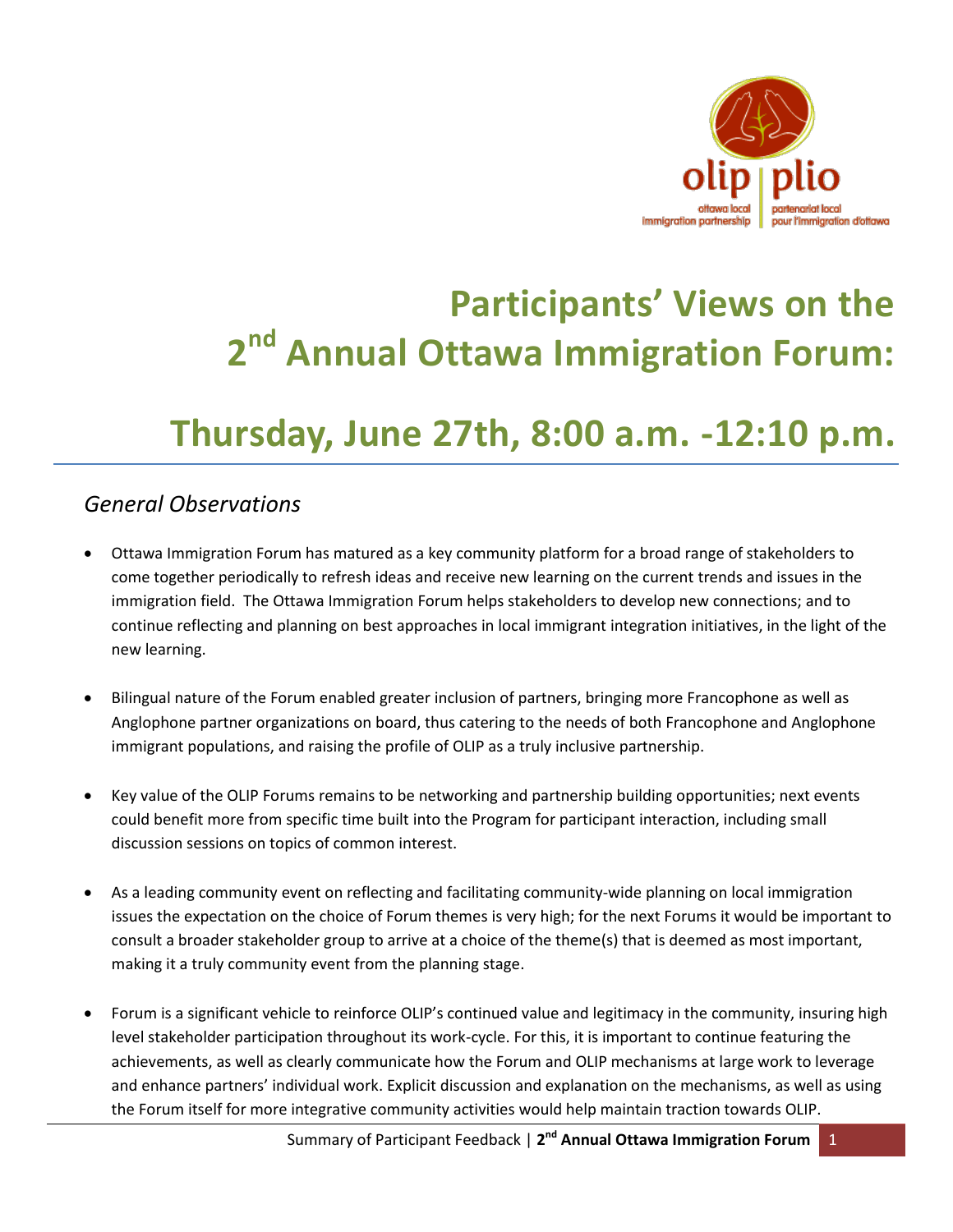# Participants' Views on the 2nd Annual Ottawa Immigration Forum:

# Thursday, June 27th, 8:00 a.m. -12:10 p.m.

## *General Observations*

- Ottawa Immigration Forum has matured as a key community platform for a broad range of stakeholders to come together periodically to refresh ideas and receive new learning on the current trends and issues in the immigration field. The Ottawa Immigration Forum helps stakeholders to develop new connections; and to continue reflecting and planning on best approaches in local immigrant integration initiatives, in the light of the new learning.

- Bilingual nature of the Forum enabled greater inclusion of partners, bringing more Francophone as well as Anglophone partner organizations on board, thus catering to the needs of both Francophone and Anglophone immigrant populations, and raising the profile of OLIP as a truly inclusive partnership.

- Key value of the OLIP Forums remains to be networking and partnership building opportunities; next events could benefit more from specific time built into the Program for participant interaction, including small discussion sessions on topics of common interest.

- As a leading community event on reflecting and facilitating community-wide planning on local immigration issues the expectation on the choice of Forum themes is very high; for the next Forums it would be important to consult a broader stakeholder group to arrive at a choice of the theme(s) that is deemed as most important, making it a truly community event from the planning stage.

- Forum is a significant vehicle to reinforce OLIP's continued value and legitimacy in the community, insuring high level stakeholder participation throughout its work-cycle. For this, it is important to continue featuring the achievements, as well as clearly communicate how the Forum and OLIP mechanisms at large work to leverage and enhance partners' individual work. Explicit discussion and explanation on the mechanisms, as well as using the Forum itself for more integrative community activities would help maintain traction towards OLIP.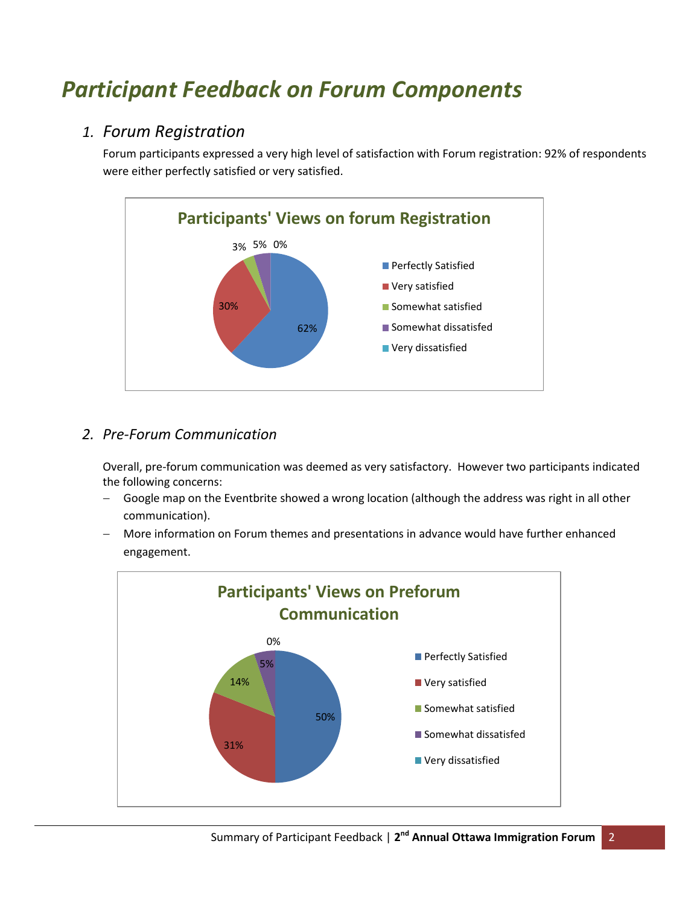# *Participant Feedback on Forum Components*

## *1. Forum Registration*

Forum participants expressed a very high level of satisfaction with Forum registration: 92% of respondents were either perfectly satisfied or very satisfied.

**Participants' Views on forum Registration**

| Response | Percentage |
|---|---|
| Perfectly Satisfied | 62% |
| Very satisfied | 30% |
| Somewhat satisfied | 3% |
| Somewhat dissatisfed | 5% |
| Very dissatisfied | 0% |

## *2. Pre-Forum Communication*

Overall, pre-forum communication was deemed as very satisfactory. However two participants indicated the following concerns:

- Google map on the Eventbrite showed a wrong location (although the address was right in all other communication).
- More information on Forum themes and presentations in advance would have further enhanced engagement.

**Participants' Views on Preforum Communication**

| Response | Percentage |
|---|---|
| Perfectly Satisfied | 50% |
| Very satisfied | 31% |
| Somewhat satisfied | 14% |
| Somewhat dissatisfed | 5% |
| Very dissatisfied | 0% |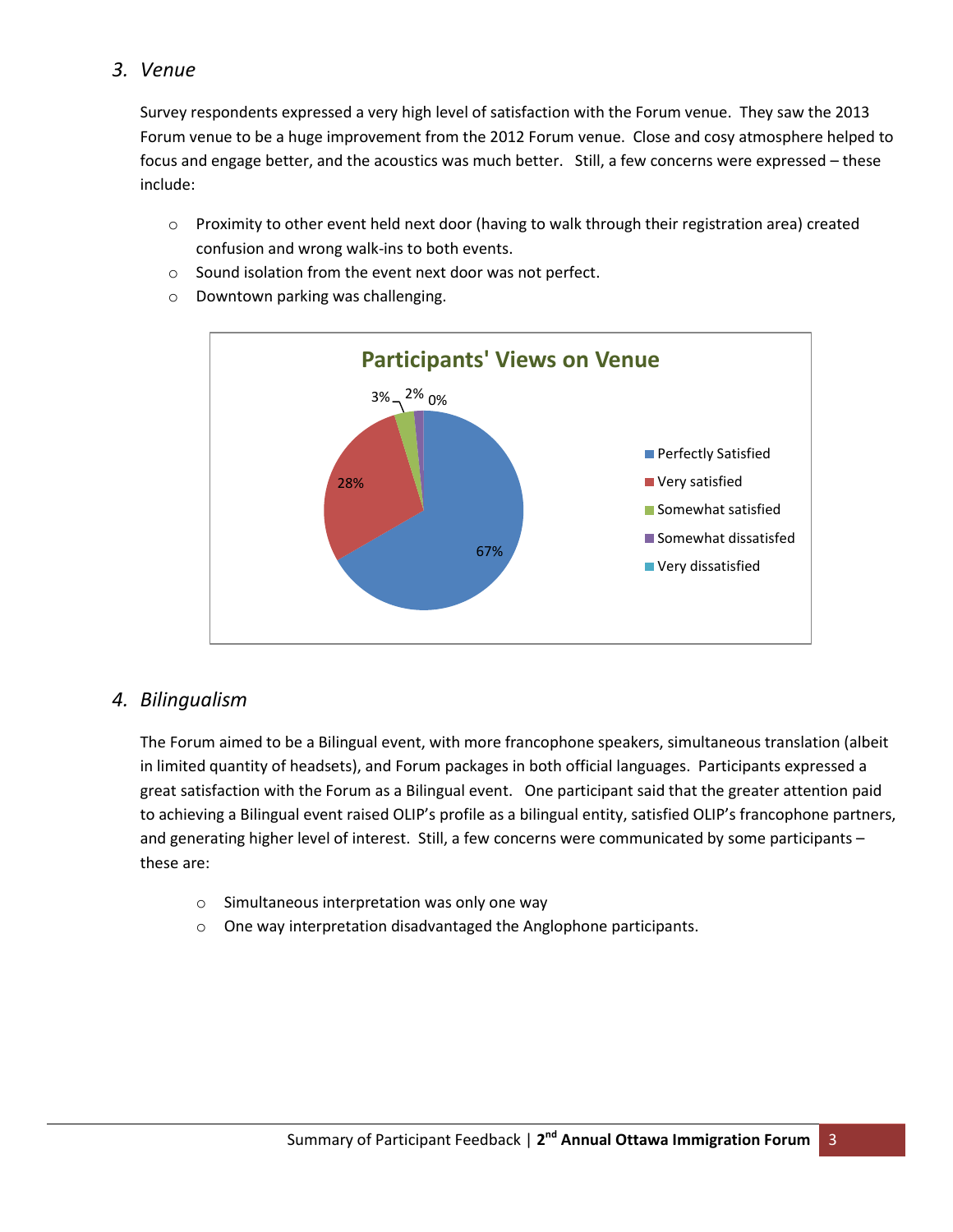### 3. *Venue*

Survey respondents expressed a very high level of satisfaction with the Forum venue. They saw the 2013 Forum venue to be a huge improvement from the 2012 Forum venue. Close and cosy atmosphere helped to focus and engage better, and the acoustics was much better. Still, a few concerns were expressed – these include:

- Proximity to other event held next door (having to walk through their registration area) created confusion and wrong walk-ins to both events.
- Sound isolation from the event next door was not perfect.
- Downtown parking was challenging.

**Participants' Views on Venue**

| Response | Percentage |
|---|---|
| Perfectly Satisfied | 67% |
| Very satisfied | 28% |
| Somewhat satisfied | 3% |
| Somewhat dissatisfed | 2% |
| Very dissatisfied | 0% |

### 4. *Bilingualism*

The Forum aimed to be a Bilingual event, with more francophone speakers, simultaneous translation (albeit in limited quantity of headsets), and Forum packages in both official languages. Participants expressed a great satisfaction with the Forum as a Bilingual event. One participant said that the greater attention paid to achieving a Bilingual event raised OLIP's profile as a bilingual entity, satisfied OLIP's francophone partners, and generating higher level of interest. Still, a few concerns were communicated by some participants – these are:

- Simultaneous interpretation was only one way
- One way interpretation disadvantaged the Anglophone participants.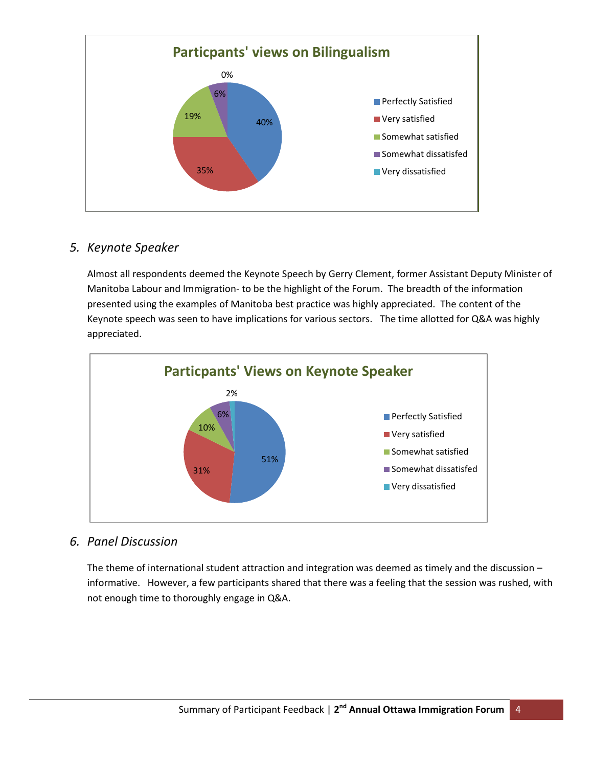**Particpants' views on Bilingualism**

| Response | Percentage |
| --- | --- |
| Perfectly Satisfied | 40% |
| Very satisfied | 35% |
| Somewhat satisfied | 19% |
| Somewhat dissatisfied | 6% |
| Very dissatisfied | 0% |

### *5. Keynote Speaker*

Almost all respondents deemed the Keynote Speech by Gerry Clement, former Assistant Deputy Minister of Manitoba Labour and Immigration- to be the highlight of the Forum. The breadth of the information presented using the examples of Manitoba best practice was highly appreciated. The content of the Keynote speech was seen to have implications for various sectors. The time allotted for Q&A was highly appreciated.

**Particpants' Views on Keynote Speaker**

| Response | Percentage |
| --- | --- |
| Perfectly Satisfied | 51% |
| Very satisfied | 31% |
| Somewhat satisfied | 10% |
| Somewhat dissatisfed | 6% |
| Very dissatisfied | 2% |

### *6. Panel Discussion*

The theme of international student attraction and integration was deemed as timely and the discussion – informative. However, a few participants shared that there was a feeling that the session was rushed, with not enough time to thoroughly engage in Q&A.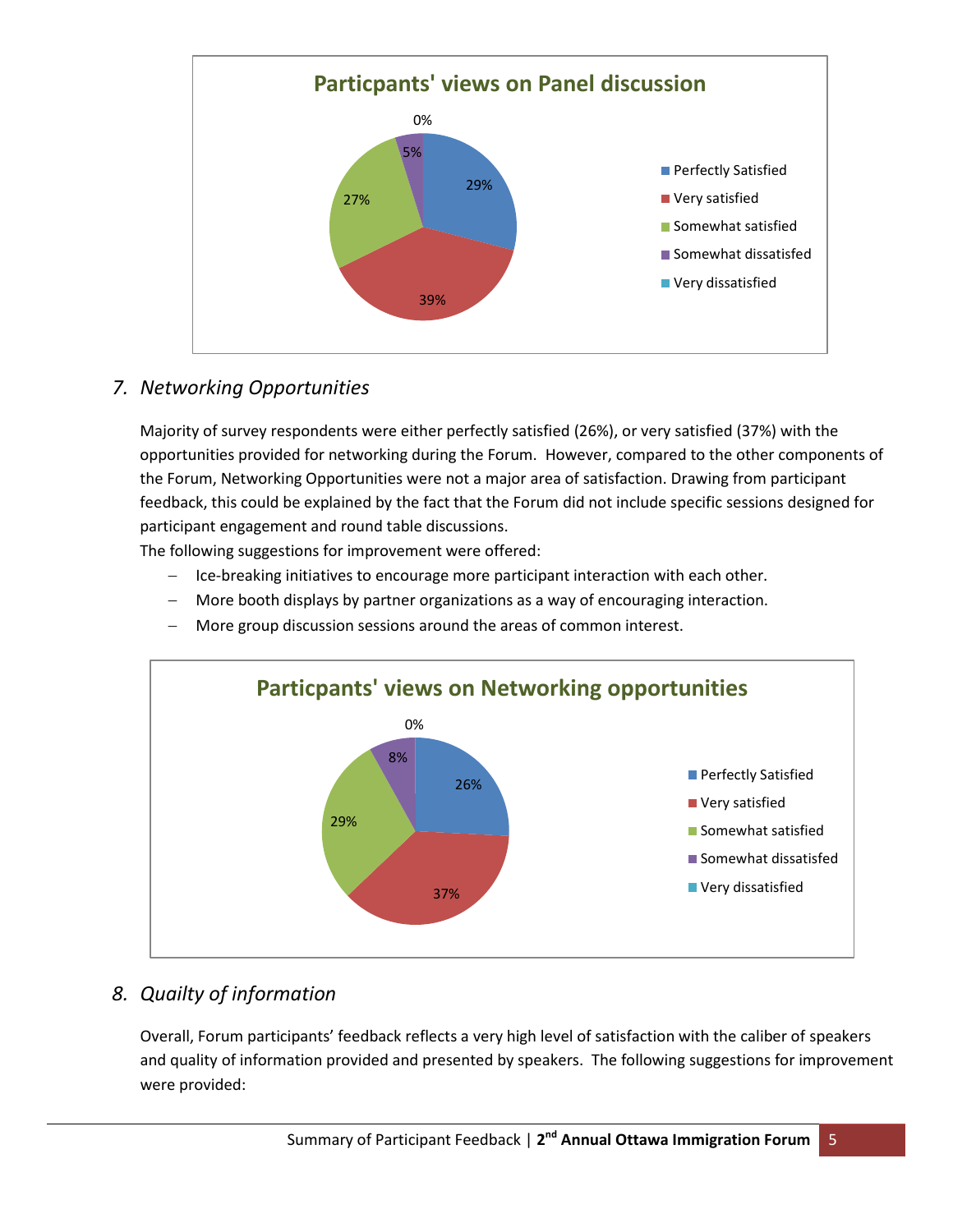**Particpants' views on Panel discussion**

| Response | Percentage |
| --- | --- |
| Perfectly Satisfied | 29% |
| Very satisfied | 39% |
| Somewhat satisfied | 27% |
| Somewhat dissatisfed | 5% |
| Very dissatisfied | 0% |

## *7. Networking Opportunities*

Majority of survey respondents were either perfectly satisfied (26%), or very satisfied (37%) with the opportunities provided for networking during the Forum. However, compared to the other components of the Forum, Networking Opportunities were not a major area of satisfaction. Drawing from participant feedback, this could be explained by the fact that the Forum did not include specific sessions designed for participant engagement and round table discussions.

The following suggestions for improvement were offered:

- Ice-breaking initiatives to encourage more participant interaction with each other.
- More booth displays by partner organizations as a way of encouraging interaction.
- More group discussion sessions around the areas of common interest.

**Particpants' views on Networking opportunities**

| Response | Percentage |
| --- | --- |
| Perfectly Satisfied | 26% |
| Very satisfied | 37% |
| Somewhat satisfied | 29% |
| Somewhat dissatisfed | 8% |
| Very dissatisfied | 0% |

## *8. Quailty of information*

Overall, Forum participants' feedback reflects a very high level of satisfaction with the caliber of speakers and quality of information provided and presented by speakers. The following suggestions for improvement were provided: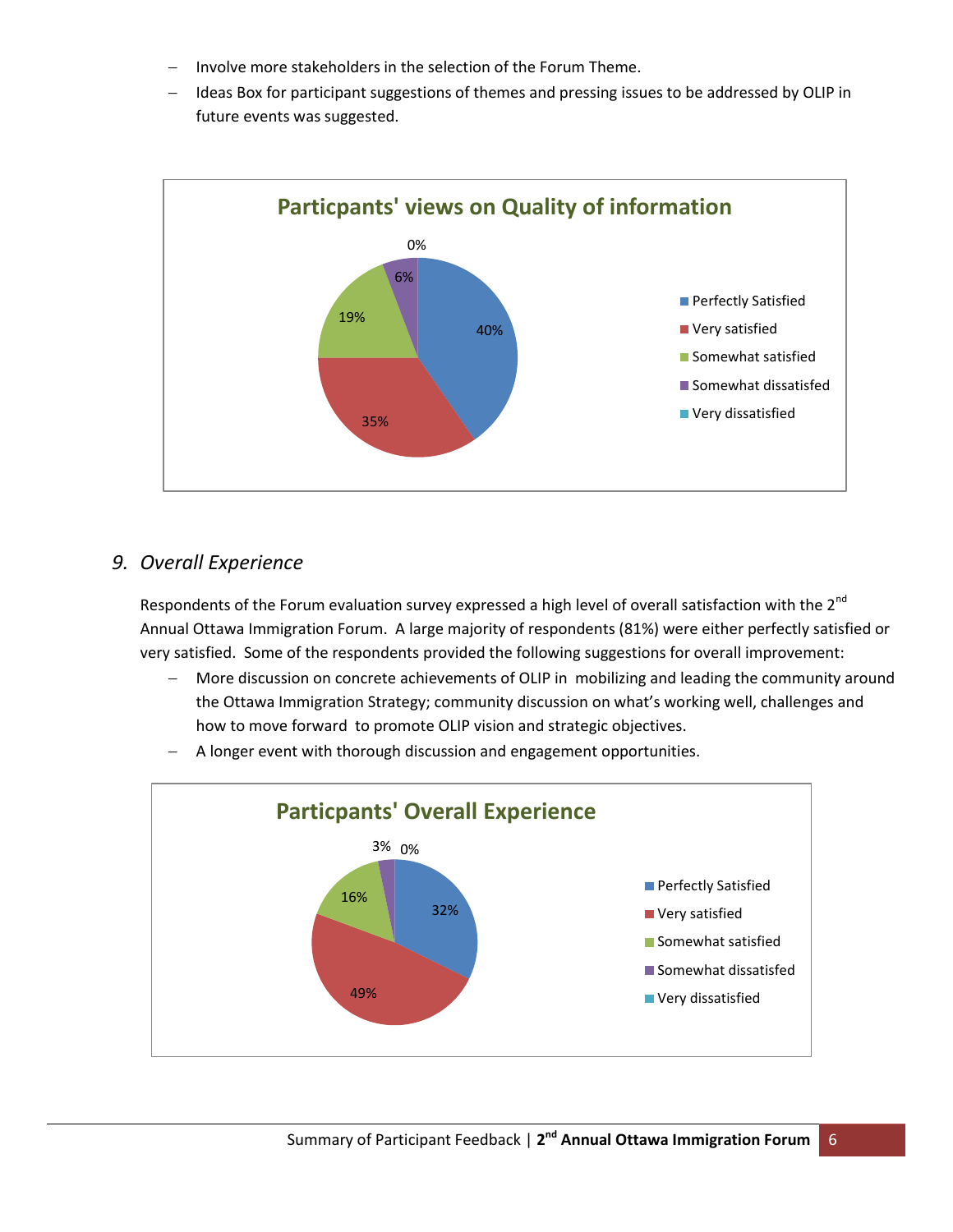- Involve more stakeholders in the selection of the Forum Theme.
- Ideas Box for participant suggestions of themes and pressing issues to be addressed by OLIP in future events was suggested.

**Particpants' views on Quality of information**

| Response | Percentage |
|---|---|
| Perfectly Satisfied | 40% |
| Very satisfied | 35% |
| Somewhat satisfied | 19% |
| Somewhat dissatisfed | 6% |
| Very dissatisfied | 0% |

## *9. Overall Experience*

Respondents of the Forum evaluation survey expressed a high level of overall satisfaction with the 2nd Annual Ottawa Immigration Forum. A large majority of respondents (81%) were either perfectly satisfied or very satisfied. Some of the respondents provided the following suggestions for overall improvement:

- More discussion on concrete achievements of OLIP in mobilizing and leading the community around the Ottawa Immigration Strategy; community discussion on what's working well, challenges and how to move forward to promote OLIP vision and strategic objectives.
- A longer event with thorough discussion and engagement opportunities.

**Particpants' Overall Experience**

| Response | Percentage |
|---|---|
| Perfectly Satisfied | 32% |
| Very satisfied | 49% |
| Somewhat satisfied | 16% |
| Somewhat dissatisfed | 3% |
| Very dissatisfied | 0% |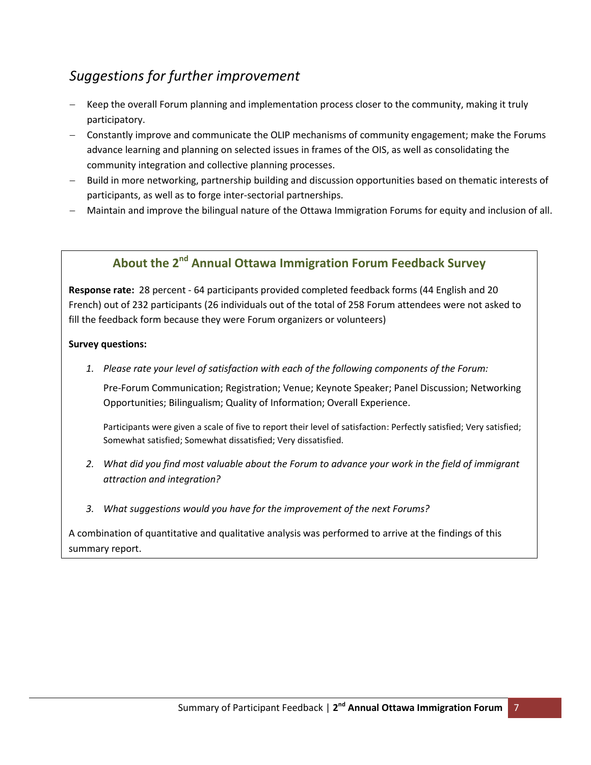## *Suggestions for further improvement*

- Keep the overall Forum planning and implementation process closer to the community, making it truly participatory.
- Constantly improve and communicate the OLIP mechanisms of community engagement; make the Forums advance learning and planning on selected issues in frames of the OIS, as well as consolidating the community integration and collective planning processes.
- Build in more networking, partnership building and discussion opportunities based on thematic interests of participants, as well as to forge inter-sectorial partnerships.
- Maintain and improve the bilingual nature of the Ottawa Immigration Forums for equity and inclusion of all.

### About the 2nd Annual Ottawa Immigration Forum Feedback Survey

**Response rate:** 28 percent - 64 participants provided completed feedback forms (44 English and 20 French) out of 232 participants (26 individuals out of the total of 258 Forum attendees were not asked to fill the feedback form because they were Forum organizers or volunteers)

**Survey questions:**

1. *Please rate your level of satisfaction with each of the following components of the Forum:*

   Pre-Forum Communication; Registration; Venue; Keynote Speaker; Panel Discussion; Networking Opportunities; Bilingualism; Quality of Information; Overall Experience.

   Participants were given a scale of five to report their level of satisfaction: Perfectly satisfied; Very satisfied; Somewhat satisfied; Somewhat dissatisfied; Very dissatisfied.

2. *What did you find most valuable about the Forum to advance your work in the field of immigrant attraction and integration?*

3. *What suggestions would you have for the improvement of the next Forums?*

A combination of quantitative and qualitative analysis was performed to arrive at the findings of this summary report.